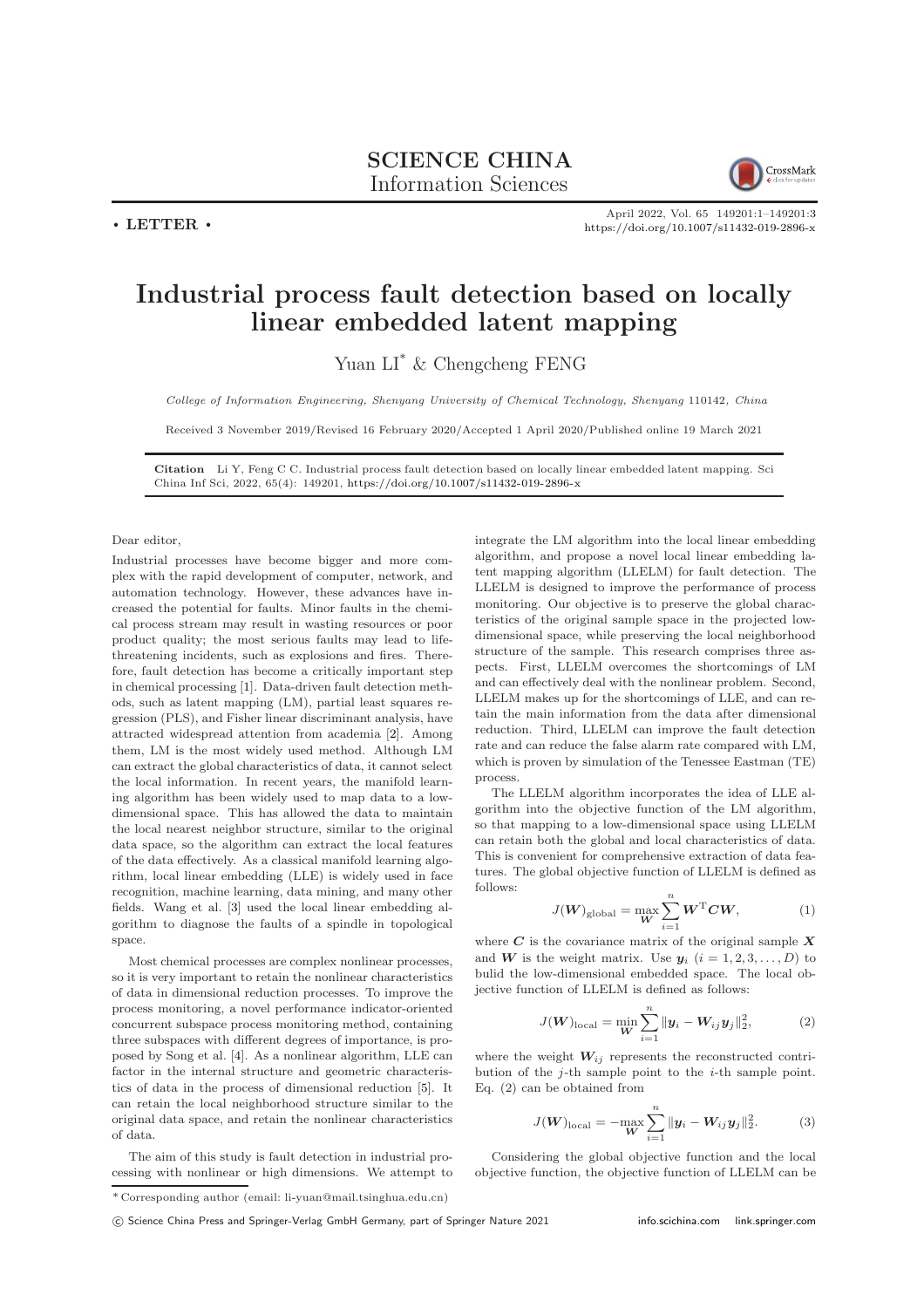**• LETTER •**

# Industrial process fault detection based on locally linear embedded latent mapping

Yuan LI* & Chengcheng FENG

*College of Information Engineering, Shenyang University of Chemical Technology, Shenyang 110142, China*

Received 3 November 2019/Revised 16 February 2020/Accepted 1 April 2020/Published online 19 March 2021

**Citation** Li Y, Feng C C. Industrial process fault detection based on locally linear embedded latent mapping. Sci China Inf Sci, 2022, 65(4): 149201, https://doi.org/10.1007/s11432-019-2896-x

Dear editor,

Industrial processes have become bigger and more complex with the rapid development of computer, network, and automation technology. However, these advances have increased the potential for faults. Minor faults in the chemical process stream may result in wasting resources or poor product quality; the most serious faults may lead to life-threatening incidents, such as explosions and fires. Therefore, fault detection has become a critically important step in chemical processing [1]. Data-driven fault detection methods, such as latent mapping (LM), partial least squares regression (PLS), and Fisher linear discriminant analysis, have attracted widespread attention from academia [2]. Among them, LM is the most widely used method. Although LM can extract the global characteristics of data, it cannot select the local information. In recent years, the manifold learning algorithm has been widely used to map data to a low-dimensional space. This has allowed the data to maintain the local nearest neighbor structure, similar to the original data space, so the algorithm can extract the local features of the data effectively. As a classical manifold learning algorithm, local linear embedding (LLE) is widely used in face recognition, machine learning, data mining, and many other fields. Wang et al. [3] used the local linear embedding algorithm to diagnose the faults of a spindle in topological space.

Most chemical processes are complex nonlinear processes, so it is very important to retain the nonlinear characteristics of data in dimensional reduction processes. To improve the process monitoring, a novel performance indicator-oriented concurrent subspace process monitoring method, containing three subspaces with different degrees of importance, is proposed by Song et al. [4]. As a nonlinear algorithm, LLE can factor in the internal structure and geometric characteristics of data in the process of dimensional reduction [5]. It can retain the local neighborhood structure similar to the original data space, and retain the nonlinear characteristics of data.

The aim of this study is fault detection in industrial processing with nonlinear or high dimensions. We attempt to integrate the LM algorithm into the local linear embedding algorithm, and propose a novel local linear embedding latent mapping algorithm (LLELM) for fault detection. The LLELM is designed to improve the performance of process monitoring. Our objective is to preserve the global characteristics of the original sample space in the projected low-dimensional space, while preserving the local neighborhood structure of the sample. This research comprises three aspects. First, LLELM overcomes the shortcomings of LM and can effectively deal with the nonlinear problem. Second, LLELM makes up for the shortcomings of LLE, and can retain the main information from the data after dimensional reduction. Third, LLELM can improve the fault detection rate and can reduce the false alarm rate compared with LM, which is proven by simulation of the Tenessee Eastman (TE) process.

The LLELM algorithm incorporates the idea of LLE algorithm into the objective function of the LM algorithm, so that mapping to a low-dimensional space using LLELM can retain both the global and local characteristics of data. This is convenient for comprehensive extraction of data features. The global objective function of LLELM is defined as follows:

$$J(\boldsymbol{W})_{\text{global}} = \max_{\boldsymbol{W}} \sum_{i=1}^{n} \boldsymbol{W}^{\mathrm{T}} \boldsymbol{C} \boldsymbol{W}, \tag{1}$$

where $\boldsymbol{C}$ is the covariance matrix of the original sample $\boldsymbol{X}$ and $\boldsymbol{W}$ is the weight matrix. Use $\boldsymbol{y}_i$ $(i = 1, 2, 3, \ldots, D)$ to bulid the low-dimensional embedded space. The local objective function of LLELM is defined as follows:

$$J(\boldsymbol{W})_{\text{local}} = \min_{\boldsymbol{W}} \sum_{i=1}^{n} \|\boldsymbol{y}_i - \boldsymbol{W}_{ij} \boldsymbol{y}_j\|_2^2, \tag{2}$$

where the weight $\boldsymbol{W}_{ij}$ represents the reconstructed contribution of the $j$-th sample point to the $i$-th sample point. Eq. (2) can be obtained from

$$J(\boldsymbol{W})_{\text{local}} = -\max_{\boldsymbol{W}} \sum_{i=1}^{n} \|\boldsymbol{y}_i - \boldsymbol{W}_{ij} \boldsymbol{y}_j\|_2^2. \tag{3}$$

Considering the global objective function and the local objective function, the objective function of LLELM can be

\* Corresponding author (email: li-yuan@mail.tsinghua.edu.cn)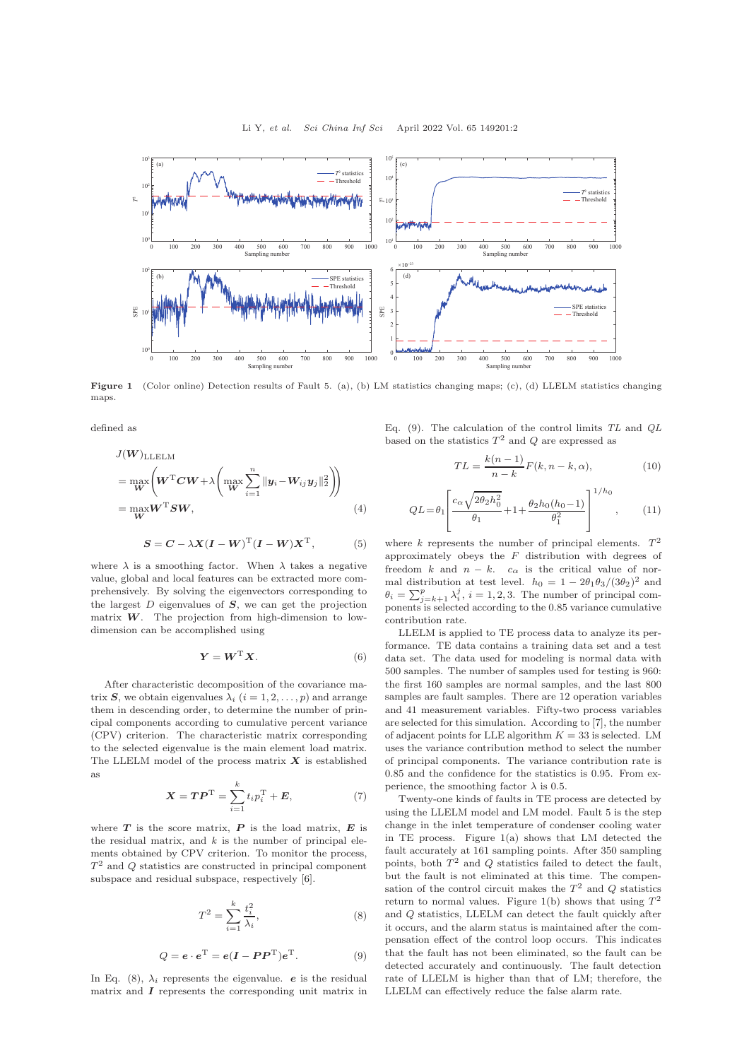Figure 1 (Color online) Detection results of Fault 5. (a), (b) LM statistics changing maps; (c), (d) LLELM statistics changing maps.

defined as

$$
\begin{aligned}
J(\boldsymbol{W})_{\mathrm{LLELM}} &= \max_{\boldsymbol{W}} \left( \boldsymbol{W}^{\mathrm{T}} \boldsymbol{C} \boldsymbol{W} + \lambda \left( \max_{\boldsymbol{W}} \sum_{i=1}^{n} \|\boldsymbol{y}_i - \boldsymbol{W}_{ij} \boldsymbol{y}_j\|_2^2 \right) \right) \\
&= \max_{\boldsymbol{W}} \boldsymbol{W}^{\mathrm{T}} \boldsymbol{S} \boldsymbol{W}, \qquad (4)
\end{aligned}
$$

$$\boldsymbol{S} = \boldsymbol{C} - \lambda \boldsymbol{X} (\boldsymbol{I} - \boldsymbol{W})^{\mathrm{T}} (\boldsymbol{I} - \boldsymbol{W}) \boldsymbol{X}^{\mathrm{T}}, \qquad (5)$$

where $\lambda$ is a smoothing factor. When $\lambda$ takes a negative value, global and local features can be extracted more comprehensively. By solving the eigenvectors corresponding to the largest $D$ eigenvalues of $\boldsymbol{S}$, we can get the projection matrix $\boldsymbol{W}$. The projection from high-dimension to low-dimension can be accomplished using

$$\boldsymbol{Y} = \boldsymbol{W}^{\mathrm{T}} \boldsymbol{X}. \qquad (6)$$

After characteristic decomposition of the covariance matrix $\boldsymbol{S}$, we obtain eigenvalues $\lambda_i$ $(i = 1, 2, \ldots, p)$ and arrange them in descending order, to determine the number of principal components according to cumulative percent variance (CPV) criterion. The characteristic matrix corresponding to the selected eigenvalue is the main element load matrix. The LLELM model of the process matrix $\boldsymbol{X}$ is established as

$$\boldsymbol{X} = \boldsymbol{T} \boldsymbol{P}^{\mathrm{T}} = \sum_{i=1}^{k} t_i p_i^{\mathrm{T}} + \boldsymbol{E}, \qquad (7)$$

where $\boldsymbol{T}$ is the score matrix, $\boldsymbol{P}$ is the load matrix, $\boldsymbol{E}$ is the residual matrix, and $k$ is the number of principal elements obtained by CPV criterion. To monitor the process, $T^2$ and $Q$ statistics are constructed in principal component subspace and residual subspace, respectively [6].

$$T^2 = \sum_{i=1}^{k} \frac{t_i^2}{\lambda_i}, \qquad (8)$$

$$Q = \boldsymbol{e} \cdot \boldsymbol{e}^{\mathrm{T}} = \boldsymbol{e} (\boldsymbol{I} - \boldsymbol{P} \boldsymbol{P}^{\mathrm{T}}) \boldsymbol{e}^{\mathrm{T}}. \qquad (9)$$

In Eq. (8), $\lambda_i$ represents the eigenvalue. $\boldsymbol{e}$ is the residual matrix and $\boldsymbol{I}$ represents the corresponding unit matrix in Eq. (9). The calculation of the control limits $TL$ and $QL$ based on the statistics $T^2$ and $Q$ are expressed as

$$TL = \frac{k(n-1)}{n-k} F(k, n-k, \alpha), \qquad (10)$$

$$QL = \theta_1 \left[ \frac{c_\alpha \sqrt{2\theta_2 h_0^2}}{\theta_1} + 1 + \frac{\theta_2 h_0 (h_0 - 1)}{\theta_1^2} \right]^{1/h_0}, \qquad (11)$$

where $k$ represents the number of principal elements. $T^2$ approximately obeys the $F$ distribution with degrees of freedom $k$ and $n-k$. $c_\alpha$ is the critical value of normal distribution at test level. $h_0 = 1 - 2\theta_1\theta_3/(3\theta_2)^2$ and $\theta_i = \sum_{j=k+1}^{p} \lambda_i^j$, $i = 1, 2, 3$. The number of principal components is selected according to the 0.85 variance cumulative contribution rate.

LLELM is applied to TE process data to analyze its performance. TE data contains a training data set and a test data set. The data used for modeling is normal data with 500 samples. The number of samples used for testing is 960: the first 160 samples are normal samples, and the last 800 samples are fault samples. There are 12 operation variables and 41 measurement variables. Fifty-two process variables are selected for this simulation. According to [7], the number of adjacent points for LLE algorithm $K = 33$ is selected. LM uses the variance contribution method to select the number of principal components. The variance contribution rate is 0.85 and the confidence for the statistics is 0.95. From experience, the smoothing factor $\lambda$ is 0.5.

Twenty-one kinds of faults in TE process are detected by using the LLELM model and LM model. Fault 5 is the step change in the inlet temperature of condenser cooling water in TE process. Figure 1(a) shows that LM detected the fault accurately at 161 sampling points. After 350 sampling points, both $T^2$ and $Q$ statistics failed to detect the fault, but the fault is not eliminated at this time. The compensation of the control circuit makes the $T^2$ and $Q$ statistics return to normal values. Figure 1(b) shows that using $T^2$ and $Q$ statistics, LLELM can detect the fault quickly after it occurs, and the alarm status is maintained after the compensation effect of the control loop occurs. This indicates that the fault has not been eliminated, so the fault can be detected accurately and continuously. The fault detection rate of LLELM is higher than that of LM; therefore, the LLELM can effectively reduce the false alarm rate.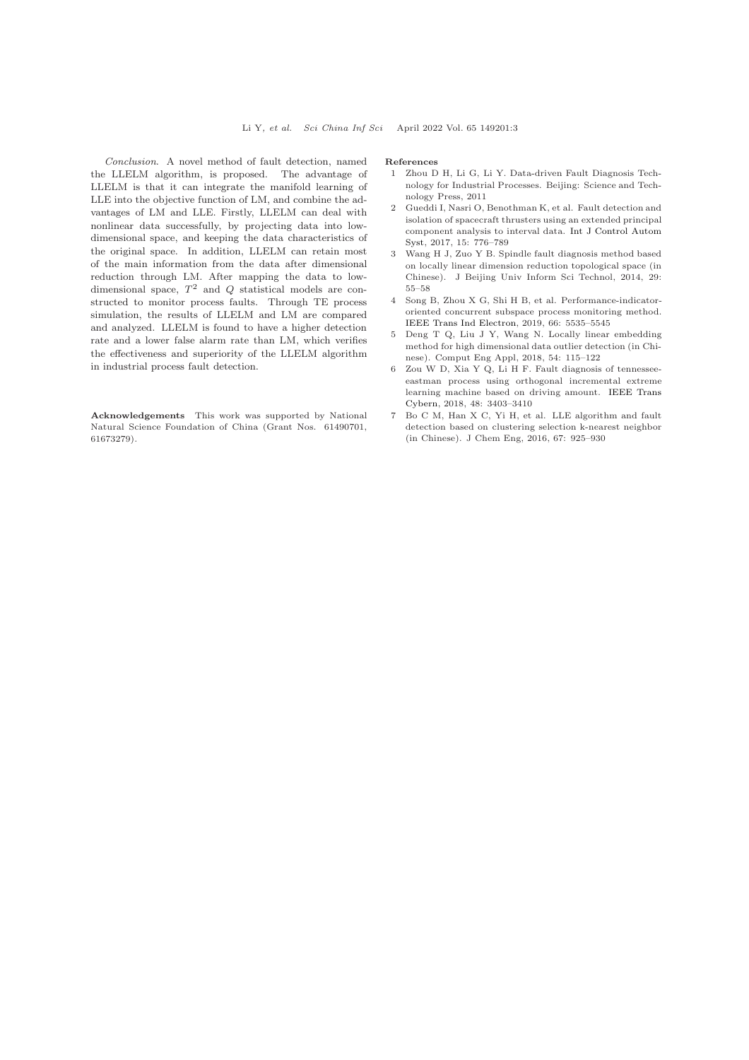*Conclusion*. A novel method of fault detection, named the LLELM algorithm, is proposed. The advantage of LLELM is that it can integrate the manifold learning of LLE into the objective function of LM, and combine the advantages of LM and LLE. Firstly, LLELM can deal with nonlinear data successfully, by projecting data into low-dimensional space, and keeping the data characteristics of the original space. In addition, LLELM can retain most of the main information from the data after dimensional reduction through LM. After mapping the data to low-dimensional space, $T^2$ and $Q$ statistical models are constructed to monitor process faults. Through TE process simulation, the results of LLELM and LM are compared and analyzed. LLELM is found to have a higher detection rate and a lower false alarm rate than LM, which verifies the effectiveness and superiority of the LLELM algorithm in industrial process fault detection.

**Acknowledgements** This work was supported by National Natural Science Foundation of China (Grant Nos. 61490701, 61673279).

**References**

1. Zhou D H, Li G, Li Y. Data-driven Fault Diagnosis Technology for Industrial Processes. Beijing: Science and Technology Press, 2011
2. Gueddi I, Nasri O, Benothman K, et al. Fault detection and isolation of spacecraft thrusters using an extended principal component analysis to interval data. Int J Control Autom Syst, 2017, 15: 776–789
3. Wang H J, Zuo Y B. Spindle fault diagnosis method based on locally linear dimension reduction topological space (in Chinese). J Beijing Univ Inform Sci Technol, 2014, 29: 55–58
4. Song B, Zhou X G, Shi H B, et al. Performance-indicator-oriented concurrent subspace process monitoring method. IEEE Trans Ind Electron, 2019, 66: 5535–5545
5. Deng T Q, Liu J Y, Wang N. Locally linear embedding method for high dimensional data outlier detection (in Chinese). Comput Eng Appl, 2018, 54: 115–122
6. Zou W D, Xia Y Q, Li H F. Fault diagnosis of tennessee-eastman process using orthogonal incremental extreme learning machine based on driving amount. IEEE Trans Cybern, 2018, 48: 3403–3410
7. Bo C M, Han X C, Yi H, et al. LLE algorithm and fault detection based on clustering selection k-nearest neighbor (in Chinese). J Chem Eng, 2016, 67: 925–930